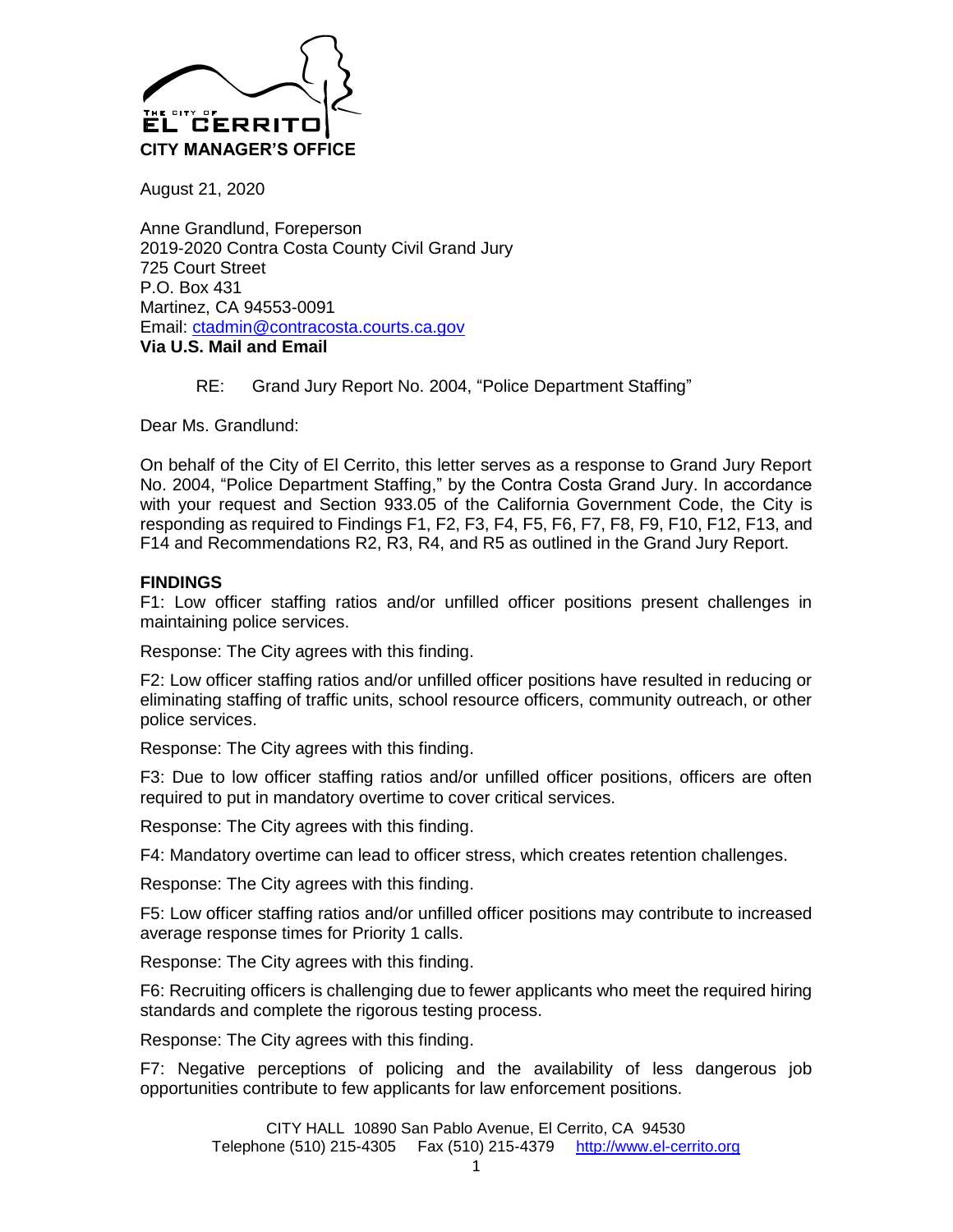THE CITY OF
EL CERRITO
**CITY MANAGER'S OFFICE**

August 21, 2020

Anne Grandlund, Foreperson
2019-2020 Contra Costa County Civil Grand Jury
725 Court Street
P.O. Box 431
Martinez, CA 94553-0091
Email: ctadmin@contracosta.courts.ca.gov
**Via U.S. Mail and Email**

RE: Grand Jury Report No. 2004, "Police Department Staffing"

Dear Ms. Grandlund:

On behalf of the City of El Cerrito, this letter serves as a response to Grand Jury Report No. 2004, "Police Department Staffing," by the Contra Costa Grand Jury. In accordance with your request and Section 933.05 of the California Government Code, the City is responding as required to Findings F1, F2, F3, F4, F5, F6, F7, F8, F9, F10, F12, F13, and F14 and Recommendations R2, R3, R4, and R5 as outlined in the Grand Jury Report.

**FINDINGS**

F1: Low officer staffing ratios and/or unfilled officer positions present challenges in maintaining police services.

Response: The City agrees with this finding.

F2: Low officer staffing ratios and/or unfilled officer positions have resulted in reducing or eliminating staffing of traffic units, school resource officers, community outreach, or other police services.

Response: The City agrees with this finding.

F3: Due to low officer staffing ratios and/or unfilled officer positions, officers are often required to put in mandatory overtime to cover critical services.

Response: The City agrees with this finding.

F4: Mandatory overtime can lead to officer stress, which creates retention challenges.

Response: The City agrees with this finding.

F5: Low officer staffing ratios and/or unfilled officer positions may contribute to increased average response times for Priority 1 calls.

Response: The City agrees with this finding.

F6: Recruiting officers is challenging due to fewer applicants who meet the required hiring standards and complete the rigorous testing process.

Response: The City agrees with this finding.

F7: Negative perceptions of policing and the availability of less dangerous job opportunities contribute to few applicants for law enforcement positions.

CITY HALL 10890 San Pablo Avenue, El Cerrito, CA 94530
Telephone (510) 215-4305 Fax (510) 215-4379 http://www.el-cerrito.org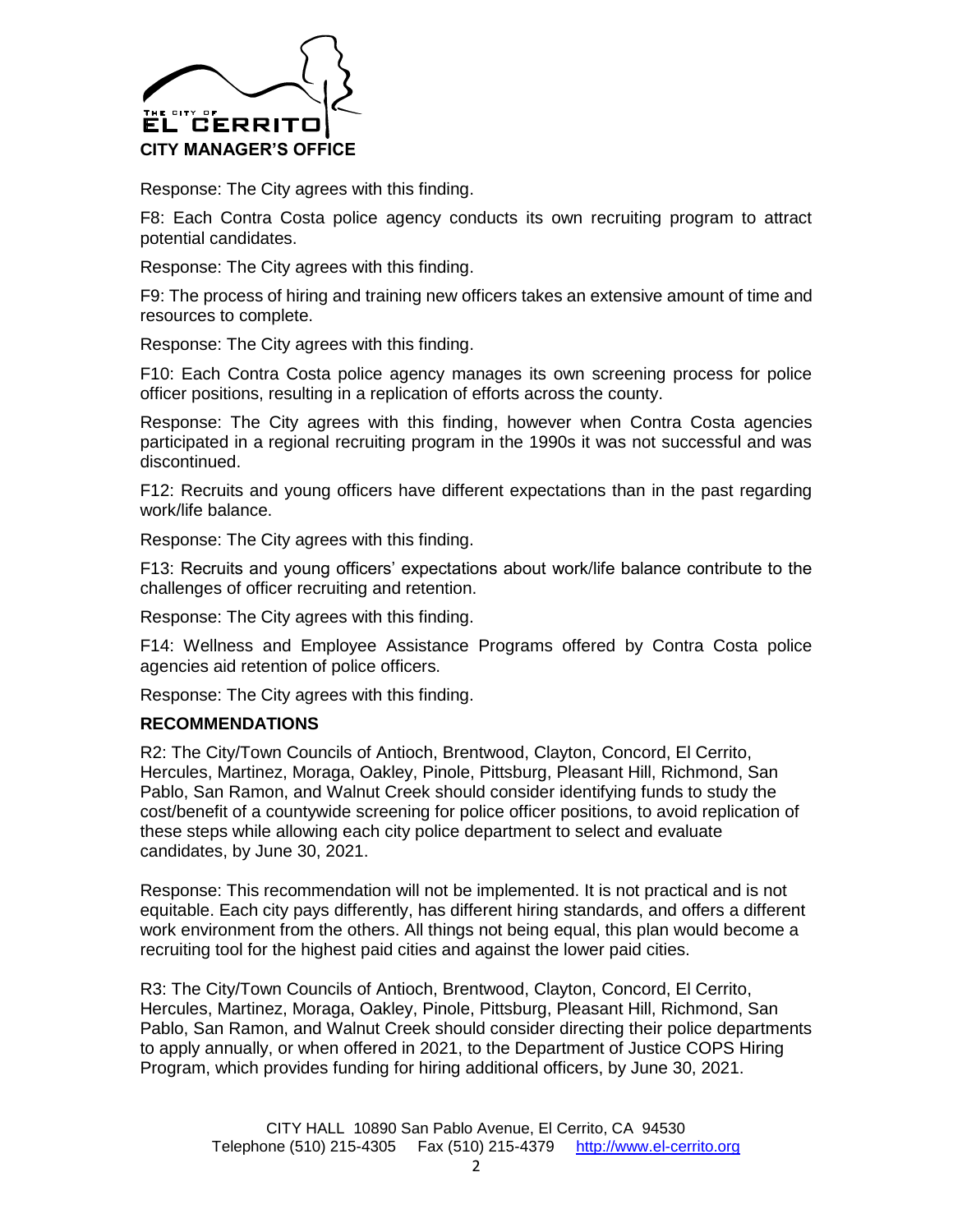Response: The City agrees with this finding.

F8: Each Contra Costa police agency conducts its own recruiting program to attract potential candidates.

Response: The City agrees with this finding.

F9: The process of hiring and training new officers takes an extensive amount of time and resources to complete.

Response: The City agrees with this finding.

F10: Each Contra Costa police agency manages its own screening process for police officer positions, resulting in a replication of efforts across the county.

Response: The City agrees with this finding, however when Contra Costa agencies participated in a regional recruiting program in the 1990s it was not successful and was discontinued.

F12: Recruits and young officers have different expectations than in the past regarding work/life balance.

Response: The City agrees with this finding.

F13: Recruits and young officers' expectations about work/life balance contribute to the challenges of officer recruiting and retention.

Response: The City agrees with this finding.

F14: Wellness and Employee Assistance Programs offered by Contra Costa police agencies aid retention of police officers.

Response: The City agrees with this finding.

## RECOMMENDATIONS

R2: The City/Town Councils of Antioch, Brentwood, Clayton, Concord, El Cerrito, Hercules, Martinez, Moraga, Oakley, Pinole, Pittsburg, Pleasant Hill, Richmond, San Pablo, San Ramon, and Walnut Creek should consider identifying funds to study the cost/benefit of a countywide screening for police officer positions, to avoid replication of these steps while allowing each city police department to select and evaluate candidates, by June 30, 2021.

Response: This recommendation will not be implemented. It is not practical and is not equitable. Each city pays differently, has different hiring standards, and offers a different work environment from the others. All things not being equal, this plan would become a recruiting tool for the highest paid cities and against the lower paid cities.

R3: The City/Town Councils of Antioch, Brentwood, Clayton, Concord, El Cerrito, Hercules, Martinez, Moraga, Oakley, Pinole, Pittsburg, Pleasant Hill, Richmond, San Pablo, San Ramon, and Walnut Creek should consider directing their police departments to apply annually, or when offered in 2021, to the Department of Justice COPS Hiring Program, which provides funding for hiring additional officers, by June 30, 2021.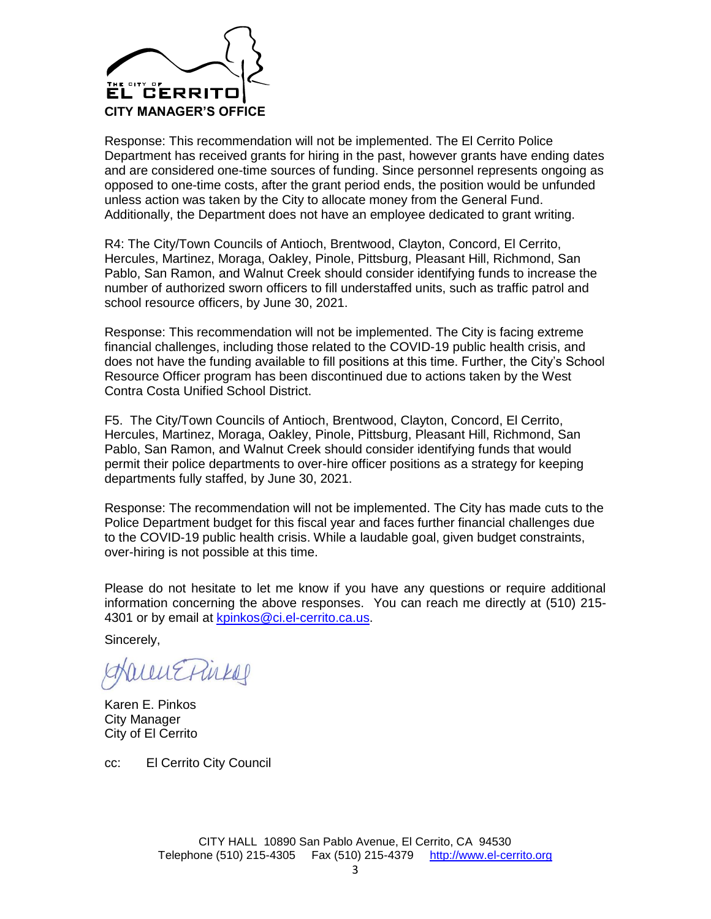Response: This recommendation will not be implemented. The El Cerrito Police Department has received grants for hiring in the past, however grants have ending dates and are considered one-time sources of funding. Since personnel represents ongoing as opposed to one-time costs, after the grant period ends, the position would be unfunded unless action was taken by the City to allocate money from the General Fund. Additionally, the Department does not have an employee dedicated to grant writing.

R4: The City/Town Councils of Antioch, Brentwood, Clayton, Concord, El Cerrito, Hercules, Martinez, Moraga, Oakley, Pinole, Pittsburg, Pleasant Hill, Richmond, San Pablo, San Ramon, and Walnut Creek should consider identifying funds to increase the number of authorized sworn officers to fill understaffed units, such as traffic patrol and school resource officers, by June 30, 2021.

Response: This recommendation will not be implemented. The City is facing extreme financial challenges, including those related to the COVID-19 public health crisis, and does not have the funding available to fill positions at this time. Further, the City's School Resource Officer program has been discontinued due to actions taken by the West Contra Costa Unified School District.

F5. The City/Town Councils of Antioch, Brentwood, Clayton, Concord, El Cerrito, Hercules, Martinez, Moraga, Oakley, Pinole, Pittsburg, Pleasant Hill, Richmond, San Pablo, San Ramon, and Walnut Creek should consider identifying funds that would permit their police departments to over-hire officer positions as a strategy for keeping departments fully staffed, by June 30, 2021.

Response: The recommendation will not be implemented. The City has made cuts to the Police Department budget for this fiscal year and faces further financial challenges due to the COVID-19 public health crisis. While a laudable goal, given budget constraints, over-hiring is not possible at this time.

Please do not hesitate to let me know if you have any questions or require additional information concerning the above responses. You can reach me directly at (510) 215-4301 or by email at kpinkos@ci.el-cerrito.ca.us.

Sincerely,

Karen E. Pinkos
City Manager
City of El Cerrito

cc: El Cerrito City Council